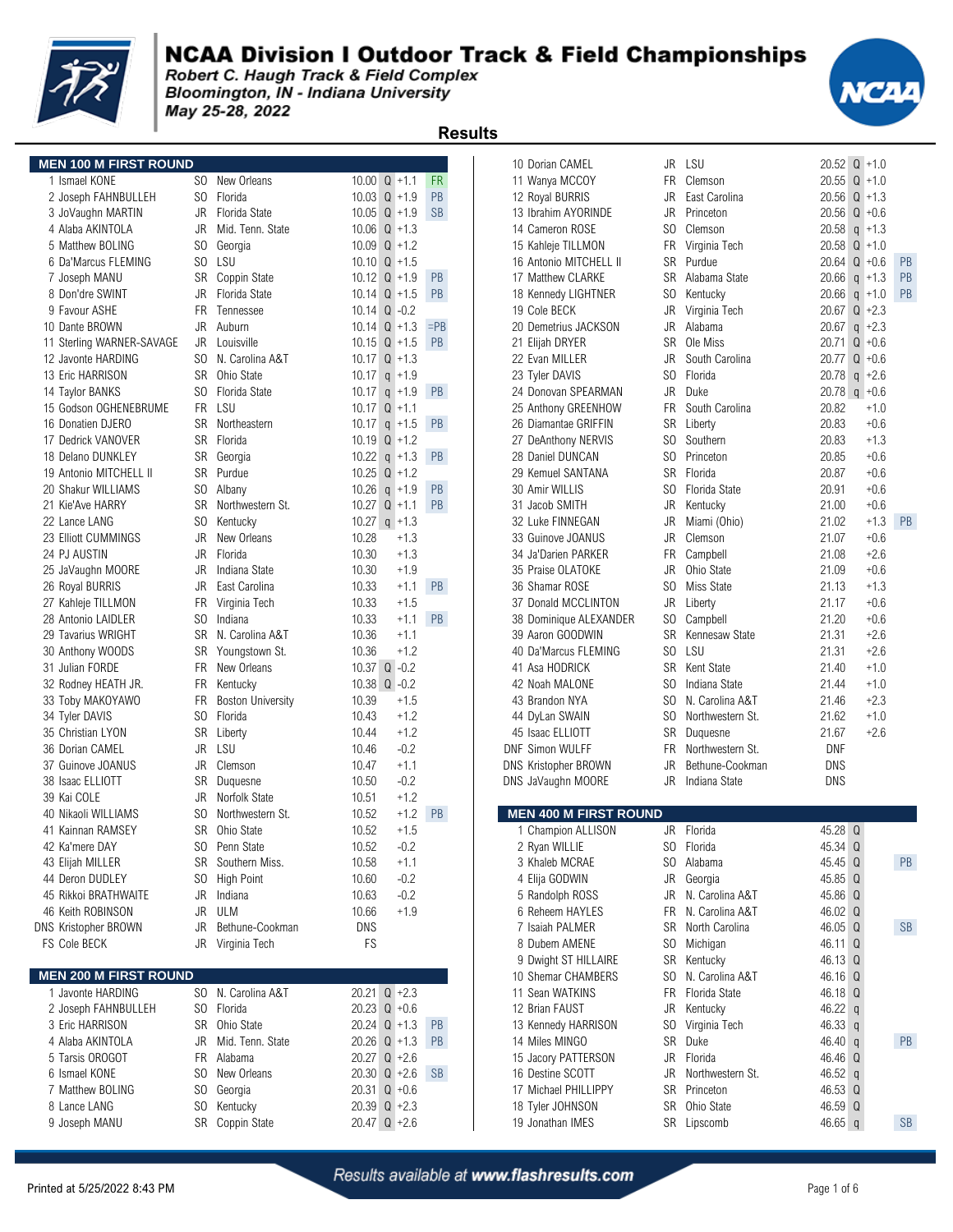# NCAA Division I Outdoor Track & Field Championships

*Robert C. Haugh Track & Field Complex*
*Bloomington, IN - Indiana University*
*May 25-28, 2022*

## Results

### MEN 100 M FIRST ROUND

| Place | Name | Yr | School | Time | Q | Wind | Note |
|---|---|---|---|---|---|---|---|
| 1 | Ismael KONE | SO | New Orleans | 10.00 | Q | +1.1 | FR |
| 2 | Joseph FAHNBULLEH | SO | Florida | 10.03 | Q | +1.9 | PB |
| 3 | JoVaughn MARTIN | JR | Florida State | 10.05 | Q | +1.9 | SB |
| 4 | Alaba AKINTOLA | JR | Mid. Tenn. State | 10.06 | Q | +1.3 | |
| 5 | Matthew BOLING | SO | Georgia | 10.09 | Q | +1.2 | |
| 6 | Da'Marcus FLEMING | SO | LSU | 10.10 | Q | +1.5 | |
| 7 | Joseph MANU | SR | Coppin State | 10.12 | Q | +1.9 | PB |
| 8 | Don'dre SWINT | JR | Florida State | 10.14 | Q | +1.5 | PB |
| 9 | Favour ASHE | FR | Tennessee | 10.14 | Q | -0.2 | |
| 10 | Dante BROWN | JR | Auburn | 10.14 | Q | +1.3 | =PB |
| 11 | Sterling WARNER-SAVAGE | JR | Louisville | 10.15 | Q | +1.5 | PB |
| 12 | Javonte HARDING | SO | N. Carolina A&T | 10.17 | Q | +1.3 | |
| 13 | Eric HARRISON | SR | Ohio State | 10.17 | q | +1.9 | |
| 14 | Taylor BANKS | SO | Florida State | 10.17 | q | +1.9 | PB |
| 15 | Godson OGHENEBRUME | FR | LSU | 10.17 | Q | +1.1 | |
| 16 | Donatien DJERO | SR | Northeastern | 10.17 | q | +1.5 | PB |
| 17 | Dedrick VANOVER | SR | Florida | 10.19 | Q | +1.2 | |
| 18 | Delano DUNKLEY | SR | Georgia | 10.22 | q | +1.3 | PB |
| 19 | Antonio MITCHELL II | SR | Purdue | 10.25 | Q | +1.2 | |
| 20 | Shakur WILLIAMS | SO | Albany | 10.26 | q | +1.9 | PB |
| 21 | Kie'Ave HARRY | SR | Northwestern St. | 10.27 | Q | +1.1 | PB |
| 22 | Lance LANG | SO | Kentucky | 10.27 | q | +1.3 | |
| 23 | Elliott CUMMINGS | JR | New Orleans | 10.28 | | +1.3 | |
| 24 | PJ AUSTIN | JR | Florida | 10.30 | | +1.3 | |
| 25 | JaVaughn MOORE | JR | Indiana State | 10.30 | | +1.9 | |
| 26 | Royal BURRIS | JR | East Carolina | 10.33 | | +1.1 | PB |
| 27 | Kahleje TILLMON | FR | Virginia Tech | 10.33 | | +1.5 | |
| 28 | Antonio LAIDLER | SO | Indiana | 10.33 | | +1.1 | PB |
| 29 | Tavarius WRIGHT | SR | N. Carolina A&T | 10.36 | | +1.1 | |
| 30 | Anthony WOODS | SR | Youngstown St. | 10.36 | | +1.2 | |
| 31 | Julian FORDE | FR | New Orleans | 10.37 | Q | -0.2 | |
| 32 | Rodney HEATH JR. | FR | Kentucky | 10.38 | Q | -0.2 | |
| 33 | Toby MAKOYAWO | FR | Boston University | 10.39 | | +1.5 | |
| 34 | Tyler DAVIS | SO | Florida | 10.43 | | +1.2 | |
| 35 | Christian LYON | SR | Liberty | 10.44 | | +1.2 | |
| 36 | Dorian CAMEL | JR | LSU | 10.46 | | -0.2 | |
| 37 | Guinove JOANUS | JR | Clemson | 10.47 | | +1.1 | |
| 38 | Isaac ELLIOTT | SR | Duquesne | 10.50 | | -0.2 | |
| 39 | Kai COLE | JR | Norfolk State | 10.51 | | +1.2 | |
| 40 | Nikaoli WILLIAMS | SO | Northwestern St. | 10.52 | | +1.2 | PB |
| 41 | Kainnan RAMSEY | SR | Ohio State | 10.52 | | +1.5 | |
| 42 | Ka'mere DAY | SO | Penn State | 10.52 | | -0.2 | |
| 43 | Elijah MILLER | SR | Southern Miss. | 10.58 | | +1.1 | |
| 44 | Deron DUDLEY | SO | High Point | 10.60 | | -0.2 | |
| 45 | Rikkoi BRATHWAITE | JR | Indiana | 10.63 | | -0.2 | |
| 46 | Keith ROBINSON | JR | ULM | 10.66 | | +1.9 | |
| DNS | Kristopher BROWN | JR | Bethune-Cookman | DNS | | | |
| FS | Cole BECK | JR | Virginia Tech | FS | | | |

### MEN 200 M FIRST ROUND

| Place | Name | Yr | School | Time | Q | Wind | Note |
|---|---|---|---|---|---|---|---|
| 1 | Javonte HARDING | SO | N. Carolina A&T | 20.21 | Q | +2.3 | |
| 2 | Joseph FAHNBULLEH | SO | Florida | 20.23 | Q | +0.6 | |
| 3 | Eric HARRISON | SR | Ohio State | 20.24 | Q | +1.3 | PB |
| 4 | Alaba AKINTOLA | JR | Mid. Tenn. State | 20.26 | Q | +1.3 | PB |
| 5 | Tarsis OROGOT | FR | Alabama | 20.27 | Q | +2.6 | |
| 6 | Ismael KONE | SO | New Orleans | 20.30 | Q | +2.6 | SB |
| 7 | Matthew BOLING | SO | Georgia | 20.31 | Q | +0.6 | |
| 8 | Lance LANG | SO | Kentucky | 20.39 | Q | +2.3 | |
| 9 | Joseph MANU | SR | Coppin State | 20.47 | Q | +2.6 | |
| 10 | Dorian CAMEL | JR | LSU | 20.52 | Q | +1.0 | |
| 11 | Wanya MCCOY | FR | Clemson | 20.55 | Q | +1.0 | |
| 12 | Royal BURRIS | JR | East Carolina | 20.56 | Q | +1.3 | |
| 13 | Ibrahim AYORINDE | JR | Princeton | 20.56 | Q | +0.6 | |
| 14 | Cameron ROSE | SO | Clemson | 20.58 | q | +1.3 | |
| 15 | Kahleje TILLMON | FR | Virginia Tech | 20.58 | Q | +1.0 | |
| 16 | Antonio MITCHELL II | SR | Purdue | 20.64 | Q | +0.6 | PB |
| 17 | Matthew CLARKE | SR | Alabama State | 20.66 | q | +1.3 | PB |
| 18 | Kennedy LIGHTNER | SO | Kentucky | 20.66 | q | +1.0 | PB |
| 19 | Cole BECK | JR | Virginia Tech | 20.67 | Q | +2.3 | |
| 20 | Demetrius JACKSON | JR | Alabama | 20.67 | q | +2.3 | |
| 21 | Elijah DRYER | SR | Ole Miss | 20.71 | Q | +0.6 | |
| 22 | Evan MILLER | JR | South Carolina | 20.77 | Q | +0.6 | |
| 23 | Tyler DAVIS | SO | Florida | 20.78 | q | +2.6 | |
| 24 | Donovan SPEARMAN | JR | Duke | 20.78 | q | +0.6 | |
| 25 | Anthony GREENHOW | FR | South Carolina | 20.82 | | +1.0 | |
| 26 | Diamantae GRIFFIN | SR | Liberty | 20.83 | | +0.6 | |
| 27 | DeAnthony NERVIS | SO | Southern | 20.83 | | +1.3 | |
| 28 | Daniel DUNCAN | SO | Princeton | 20.85 | | +0.6 | |
| 29 | Kemuel SANTANA | SR | Florida | 20.87 | | +0.6 | |
| 30 | Amir WILLIS | SO | Florida State | 20.91 | | +0.6 | |
| 31 | Jacob SMITH | JR | Kentucky | 21.00 | | +0.6 | |
| 32 | Luke FINNEGAN | JR | Miami (Ohio) | 21.02 | | +1.3 | PB |
| 33 | Guinove JOANUS | JR | Clemson | 21.07 | | +0.6 | |
| 34 | Ja'Darien PARKER | FR | Campbell | 21.08 | | +2.6 | |
| 35 | Praise OLATOKE | JR | Ohio State | 21.09 | | +0.6 | |
| 36 | Shamar ROSE | SO | Miss State | 21.13 | | +1.3 | |
| 37 | Donald MCCLINTON | JR | Liberty | 21.17 | | +0.6 | |
| 38 | Dominique ALEXANDER | SO | Campbell | 21.20 | | +0.6 | |
| 39 | Aaron GOODWIN | SR | Kennesaw State | 21.31 | | +2.6 | |
| 40 | Da'Marcus FLEMING | SO | LSU | 21.31 | | +2.6 | |
| 41 | Asa HODRICK | SR | Kent State | 21.40 | | +1.0 | |
| 42 | Noah MALONE | SO | Indiana State | 21.44 | | +1.0 | |
| 43 | Brandon NYA | SO | N. Carolina A&T | 21.46 | | +2.3 | |
| 44 | DyLan SWAIN | SO | Northwestern St. | 21.62 | | +1.0 | |
| 45 | Isaac ELLIOTT | SR | Duquesne | 21.67 | | +2.6 | |
| DNF | Simon WULFF | FR | Northwestern St. | DNF | | | |
| DNS | Kristopher BROWN | JR | Bethune-Cookman | DNS | | | |
| DNS | JaVaughn MOORE | JR | Indiana State | DNS | | | |

### MEN 400 M FIRST ROUND

| Place | Name | Yr | School | Time | Q | Note |
|---|---|---|---|---|---|---|
| 1 | Champion ALLISON | JR | Florida | 45.28 | Q | |
| 2 | Ryan WILLIE | SO | Florida | 45.34 | Q | |
| 3 | Khaleb MCRAE | SO | Alabama | 45.45 | Q | PB |
| 4 | Elija GODWIN | JR | Georgia | 45.85 | Q | |
| 5 | Randolph ROSS | JR | N. Carolina A&T | 45.86 | Q | |
| 6 | Reheem HAYLES | FR | N. Carolina A&T | 46.02 | Q | |
| 7 | Isaiah PALMER | SR | North Carolina | 46.05 | Q | SB |
| 8 | Dubem AMENE | SO | Michigan | 46.11 | Q | |
| 9 | Dwight ST HILLAIRE | SR | Kentucky | 46.13 | Q | |
| 10 | Shemar CHAMBERS | SO | N. Carolina A&T | 46.16 | Q | |
| 11 | Sean WATKINS | FR | Florida State | 46.18 | Q | |
| 12 | Brian FAUST | JR | Kentucky | 46.22 | q | |
| 13 | Kennedy HARRISON | SO | Virginia Tech | 46.33 | q | |
| 14 | Miles MINGO | SR | Duke | 46.40 | q | PB |
| 15 | Jacory PATTERSON | JR | Florida | 46.46 | Q | |
| 16 | Destine SCOTT | JR | Northwestern St. | 46.52 | q | |
| 17 | Michael PHILLIPPY | SR | Princeton | 46.53 | Q | |
| 18 | Tyler JOHNSON | SR | Ohio State | 46.59 | Q | |
| 19 | Jonathan IMES | SR | Lipscomb | 46.65 | q | SB |

Results available at www.flashresults.com

Printed at 5/25/2022 8:43 PM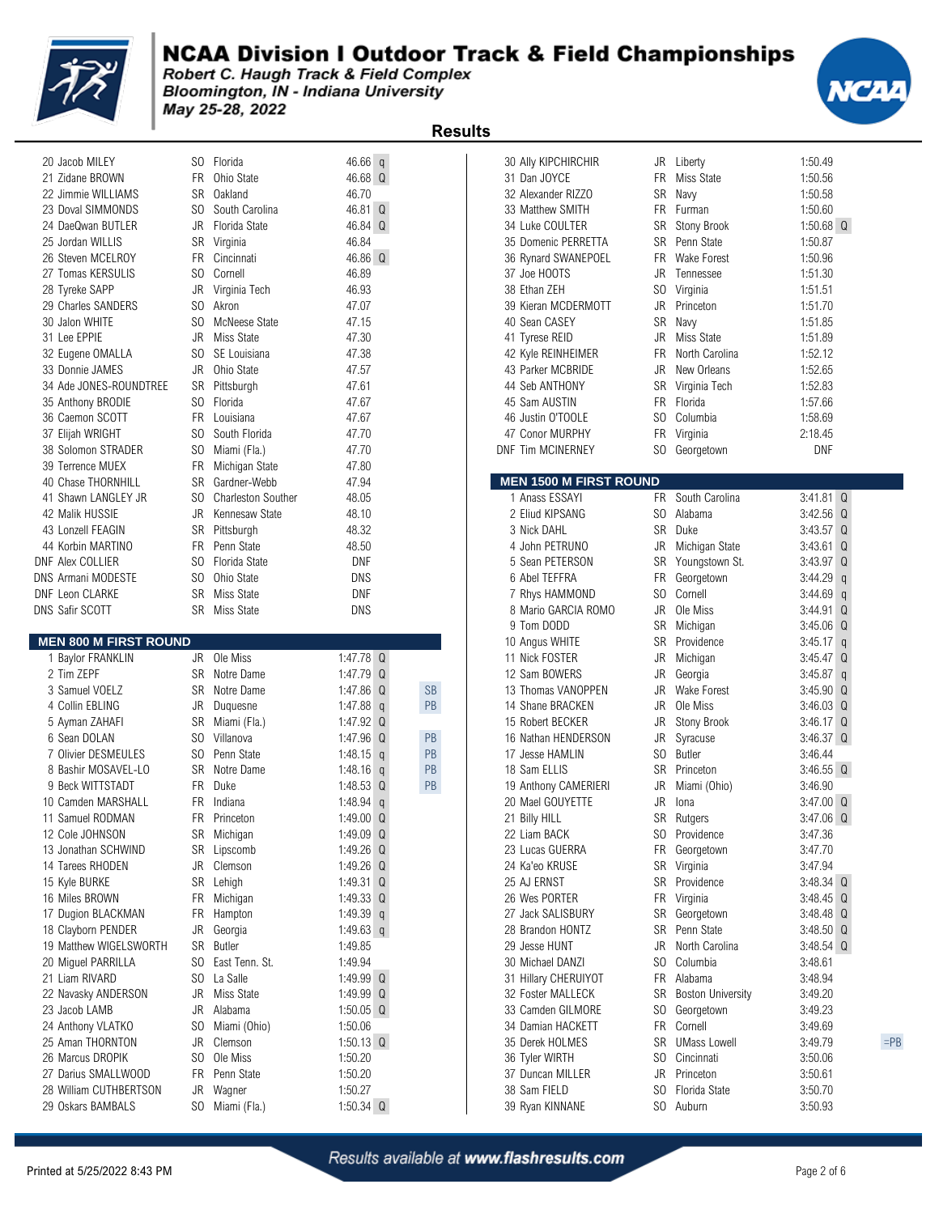# NCAA Division I Outdoor Track & Field Championships

*Robert C. Haugh Track & Field Complex*
*Bloomington, IN - Indiana University*
*May 25-28, 2022*

## Results

| Place | Name | Year | School | Mark | Q | Note |
|---|---|---|---|---|---|---|
| 20 | Jacob MILEY | SO | Florida | 46.66 | q | |
| 21 | Zidane BROWN | FR | Ohio State | 46.68 | Q | |
| 22 | Jimmie WILLIAMS | SR | Oakland | 46.70 | | |
| 23 | Doval SIMMONDS | SO | South Carolina | 46.81 | Q | |
| 24 | DaeQwan BUTLER | JR | Florida State | 46.84 | Q | |
| 25 | Jordan WILLIS | SR | Virginia | 46.84 | | |
| 26 | Steven MCELROY | FR | Cincinnati | 46.86 | Q | |
| 27 | Tomas KERSULIS | SO | Cornell | 46.89 | | |
| 28 | Tyreke SAPP | JR | Virginia Tech | 46.93 | | |
| 29 | Charles SANDERS | SO | Akron | 47.07 | | |
| 30 | Jalon WHITE | SO | McNeese State | 47.15 | | |
| 31 | Lee EPPIE | JR | Miss State | 47.30 | | |
| 32 | Eugene OMALLA | SO | SE Louisiana | 47.38 | | |
| 33 | Donnie JAMES | JR | Ohio State | 47.57 | | |
| 34 | Ade JONES-ROUNDTREE | SR | Pittsburgh | 47.61 | | |
| 35 | Anthony BRODIE | SO | Florida | 47.67 | | |
| 36 | Caemon SCOTT | FR | Louisiana | 47.67 | | |
| 37 | Elijah WRIGHT | SO | South Florida | 47.70 | | |
| 38 | Solomon STRADER | SO | Miami (Fla.) | 47.70 | | |
| 39 | Terrence MUEX | FR | Michigan State | 47.80 | | |
| 40 | Chase THORNHILL | SR | Gardner-Webb | 47.94 | | |
| 41 | Shawn LANGLEY JR | SO | Charleston Souther | 48.05 | | |
| 42 | Malik HUSSIE | JR | Kennesaw State | 48.10 | | |
| 43 | Lonzell FEAGIN | SR | Pittsburgh | 48.32 | | |
| 44 | Korbin MARTINO | FR | Penn State | 48.50 | | |
| DNF | Alex COLLIER | SO | Florida State | DNF | | |
| DNS | Armani MODESTE | SO | Ohio State | DNS | | |
| DNF | Leon CLARKE | SR | Miss State | DNF | | |
| DNS | Safir SCOTT | SR | Miss State | DNS | | |

### MEN 800 M FIRST ROUND

| Place | Name | Year | School | Mark | Q | Note |
|---|---|---|---|---|---|---|
| 1 | Baylor FRANKLIN | JR | Ole Miss | 1:47.78 | Q | |
| 2 | Tim ZEPF | SR | Notre Dame | 1:47.79 | Q | |
| 3 | Samuel VOELZ | SR | Notre Dame | 1:47.86 | Q | SB |
| 4 | Collin EBLING | JR | Duquesne | 1:47.88 | q | PB |
| 5 | Ayman ZAHAFI | SR | Miami (Fla.) | 1:47.92 | Q | |
| 6 | Sean DOLAN | SO | Villanova | 1:47.96 | Q | PB |
| 7 | Olivier DESMEULES | SO | Penn State | 1:48.15 | q | PB |
| 8 | Bashir MOSAVEL-LO | SR | Notre Dame | 1:48.16 | q | PB |
| 9 | Beck WITTSTADT | FR | Duke | 1:48.53 | Q | PB |
| 10 | Camden MARSHALL | FR | Indiana | 1:48.94 | q | |
| 11 | Samuel RODMAN | FR | Princeton | 1:49.00 | Q | |
| 12 | Cole JOHNSON | SR | Michigan | 1:49.09 | Q | |
| 13 | Jonathan SCHWIND | SR | Lipscomb | 1:49.26 | Q | |
| 14 | Tarees RHODEN | JR | Clemson | 1:49.26 | Q | |
| 15 | Kyle BURKE | SR | Lehigh | 1:49.31 | Q | |
| 16 | Miles BROWN | FR | Michigan | 1:49.33 | Q | |
| 17 | Dugion BLACKMAN | FR | Hampton | 1:49.39 | q | |
| 18 | Clayborn PENDER | JR | Georgia | 1:49.63 | q | |
| 19 | Matthew WIGELSWORTH | SR | Butler | 1:49.85 | | |
| 20 | Miguel PARRILLA | SO | East Tenn. St. | 1:49.94 | | |
| 21 | Liam RIVARD | SO | La Salle | 1:49.99 | Q | |
| 22 | Navasky ANDERSON | JR | Miss State | 1:49.99 | Q | |
| 23 | Jacob LAMB | JR | Alabama | 1:50.05 | Q | |
| 24 | Anthony VLATKO | SO | Miami (Ohio) | 1:50.06 | | |
| 25 | Aman THORNTON | JR | Clemson | 1:50.13 | Q | |
| 26 | Marcus DROPIK | SO | Ole Miss | 1:50.20 | | |
| 27 | Darius SMALLWOOD | FR | Penn State | 1:50.20 | | |
| 28 | William CUTHBERTSON | JR | Wagner | 1:50.27 | | |
| 29 | Oskars BAMBALS | SO | Miami (Fla.) | 1:50.34 | Q | |
| 30 | Ally KIPCHIRCHIR | JR | Liberty | 1:50.49 | | |
| 31 | Dan JOYCE | FR | Miss State | 1:50.56 | | |
| 32 | Alexander RIZZO | SR | Navy | 1:50.58 | | |
| 33 | Matthew SMITH | FR | Furman | 1:50.60 | | |
| 34 | Luke COULTER | SR | Stony Brook | 1:50.68 | Q | |
| 35 | Domenic PERRETTA | SR | Penn State | 1:50.87 | | |
| 36 | Rynard SWANEPOEL | FR | Wake Forest | 1:50.96 | | |
| 37 | Joe HOOTS | JR | Tennessee | 1:51.30 | | |
| 38 | Ethan ZEH | SO | Virginia | 1:51.51 | | |
| 39 | Kieran MCDERMOTT | JR | Princeton | 1:51.70 | | |
| 40 | Sean CASEY | SR | Navy | 1:51.85 | | |
| 41 | Tyrese REID | JR | Miss State | 1:51.89 | | |
| 42 | Kyle REINHEIMER | FR | North Carolina | 1:52.12 | | |
| 43 | Parker MCBRIDE | JR | New Orleans | 1:52.65 | | |
| 44 | Seb ANTHONY | SR | Virginia Tech | 1:52.83 | | |
| 45 | Sam AUSTIN | FR | Florida | 1:57.66 | | |
| 46 | Justin O'TOOLE | SO | Columbia | 1:58.69 | | |
| 47 | Conor MURPHY | FR | Virginia | 2:18.45 | | |
| DNF | Tim MCINERNEY | SO | Georgetown | DNF | | |

### MEN 1500 M FIRST ROUND

| Place | Name | Year | School | Mark | Q | Note |
|---|---|---|---|---|---|---|
| 1 | Anass ESSAYI | FR | South Carolina | 3:41.81 | Q | |
| 2 | Eliud KIPSANG | SO | Alabama | 3:42.56 | Q | |
| 3 | Nick DAHL | SR | Duke | 3:43.57 | Q | |
| 4 | John PETRUNO | JR | Michigan State | 3:43.61 | Q | |
| 5 | Sean PETERSON | SR | Youngstown St. | 3:43.97 | Q | |
| 6 | Abel TEFFRA | FR | Georgetown | 3:44.29 | q | |
| 7 | Rhys HAMMOND | SO | Cornell | 3:44.69 | q | |
| 8 | Mario GARCIA ROMO | JR | Ole Miss | 3:44.91 | Q | |
| 9 | Tom DODD | SR | Michigan | 3:45.06 | Q | |
| 10 | Angus WHITE | SR | Providence | 3:45.17 | q | |
| 11 | Nick FOSTER | JR | Michigan | 3:45.47 | Q | |
| 12 | Sam BOWERS | JR | Georgia | 3:45.87 | q | |
| 13 | Thomas VANOPPEN | JR | Wake Forest | 3:45.90 | Q | |
| 14 | Shane BRACKEN | JR | Ole Miss | 3:46.03 | Q | |
| 15 | Robert BECKER | JR | Stony Brook | 3:46.17 | Q | |
| 16 | Nathan HENDERSON | JR | Syracuse | 3:46.37 | Q | |
| 17 | Jesse HAMLIN | SO | Butler | 3:46.44 | | |
| 18 | Sam ELLIS | SR | Princeton | 3:46.55 | Q | |
| 19 | Anthony CAMERIERI | JR | Miami (Ohio) | 3:46.90 | | |
| 20 | Mael GOUYETTE | JR | Iona | 3:47.00 | Q | |
| 21 | Billy HILL | SR | Rutgers | 3:47.06 | Q | |
| 22 | Liam BACK | SO | Providence | 3:47.36 | | |
| 23 | Lucas GUERRA | FR | Georgetown | 3:47.70 | | |
| 24 | Ka'eo KRUSE | SR | Virginia | 3:47.94 | | |
| 25 | AJ ERNST | SR | Providence | 3:48.34 | Q | |
| 26 | Wes PORTER | FR | Virginia | 3:48.45 | Q | |
| 27 | Jack SALISBURY | SR | Georgetown | 3:48.48 | Q | |
| 28 | Brandon HONTZ | SR | Penn State | 3:48.50 | Q | |
| 29 | Jesse HUNT | JR | North Carolina | 3:48.54 | Q | |
| 30 | Michael DANZI | SO | Columbia | 3:48.61 | | |
| 31 | Hillary CHERUIYOT | FR | Alabama | 3:48.94 | | |
| 32 | Foster MALLECK | SR | Boston University | 3:49.20 | | |
| 33 | Camden GILMORE | SO | Georgetown | 3:49.23 | | |
| 34 | Damian HACKETT | FR | Cornell | 3:49.69 | | |
| 35 | Derek HOLMES | SR | UMass Lowell | 3:49.79 | | =PB |
| 36 | Tyler WIRTH | SO | Cincinnati | 3:50.06 | | |
| 37 | Duncan MILLER | JR | Princeton | 3:50.61 | | |
| 38 | Sam FIELD | SO | Florida State | 3:50.70 | | |
| 39 | Ryan KINNANE | SO | Auburn | 3:50.93 | | |

*Results available at www.flashresults.com*

Printed at 5/25/2022 8:43 PM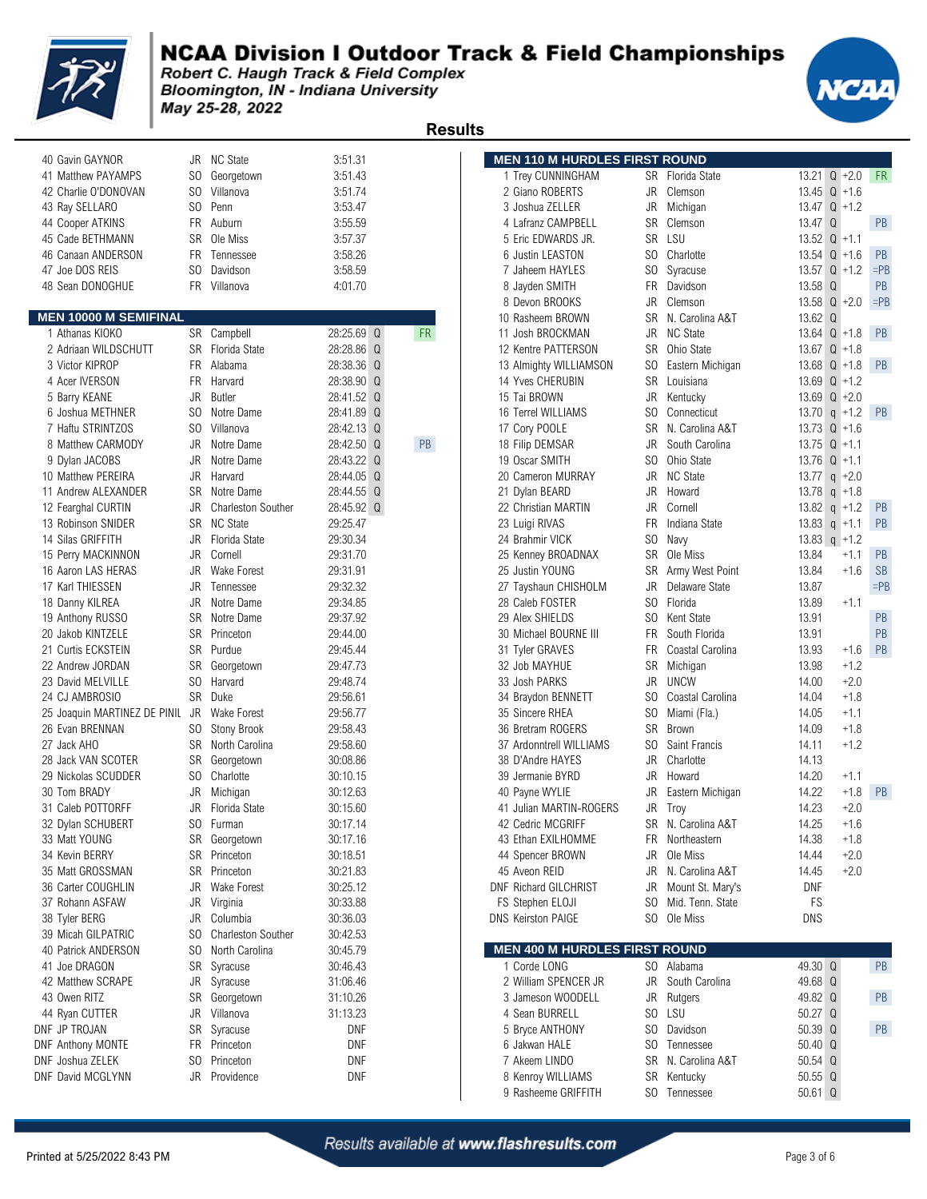# NCAA Division I Outdoor Track & Field Championships

*Robert C. Haugh Track & Field Complex*
*Bloomington, IN - Indiana University*
*May 25-28, 2022*

## Results

| Place | Name | Year | School | Time |
|---|---|---|---|---|
| 40 | Gavin GAYNOR | JR | NC State | 3:51.31 |
| 41 | Matthew PAYAMPS | SO | Georgetown | 3:51.43 |
| 42 | Charlie O'DONOVAN | SO | Villanova | 3:51.74 |
| 43 | Ray SELLARO | SO | Penn | 3:53.47 |
| 44 | Cooper ATKINS | FR | Auburn | 3:55.59 |
| 45 | Cade BETHMANN | SR | Ole Miss | 3:57.37 |
| 46 | Canaan ANDERSON | FR | Tennessee | 3:58.26 |
| 47 | Joe DOS REIS | SO | Davidson | 3:58.59 |
| 48 | Sean DONOGHUE | FR | Villanova | 4:01.70 |

### MEN 10000 M SEMIFINAL

| Place | Name | Year | School | Time | Q | Note |
|---|---|---|---|---|---|---|
| 1 | Athanas KIOKO | SR | Campbell | 28:25.69 | Q | FR |
| 2 | Adriaan WILDSCHUTT | SR | Florida State | 28:28.86 | Q | |
| 3 | Victor KIPROP | FR | Alabama | 28:38.36 | Q | |
| 4 | Acer IVERSON | FR | Harvard | 28:38.90 | Q | |
| 5 | Barry KEANE | JR | Butler | 28:41.52 | Q | |
| 6 | Joshua METHNER | SO | Notre Dame | 28:41.89 | Q | |
| 7 | Haftu STRINTZOS | SO | Villanova | 28:42.13 | Q | |
| 8 | Matthew CARMODY | JR | Notre Dame | 28:42.50 | Q | PB |
| 9 | Dylan JACOBS | JR | Notre Dame | 28:43.22 | Q | |
| 10 | Matthew PEREIRA | JR | Harvard | 28:44.05 | Q | |
| 11 | Andrew ALEXANDER | SR | Notre Dame | 28:44.55 | Q | |
| 12 | Fearghal CURTIN | JR | Charleston Souther | 28:45.92 | Q | |
| 13 | Robinson SNIDER | SR | NC State | 29:25.47 | | |
| 14 | Silas GRIFFITH | JR | Florida State | 29:30.34 | | |
| 15 | Perry MACKINNON | JR | Cornell | 29:31.70 | | |
| 16 | Aaron LAS HERAS | JR | Wake Forest | 29:31.91 | | |
| 17 | Karl THIESSEN | JR | Tennessee | 29:32.32 | | |
| 18 | Danny KILREA | JR | Notre Dame | 29:34.85 | | |
| 19 | Anthony RUSSO | SR | Notre Dame | 29:37.92 | | |
| 20 | Jakob KINTZELE | SR | Princeton | 29:44.00 | | |
| 21 | Curtis ECKSTEIN | SR | Purdue | 29:45.44 | | |
| 22 | Andrew JORDAN | SR | Georgetown | 29:47.73 | | |
| 23 | David MELVILLE | SO | Harvard | 29:48.74 | | |
| 24 | CJ AMBROSIO | SR | Duke | 29:56.61 | | |
| 25 | Joaquin MARTINEZ DE PINIL | JR | Wake Forest | 29:56.77 | | |
| 26 | Evan BRENNAN | SO | Stony Brook | 29:58.43 | | |
| 27 | Jack AHO | SR | North Carolina | 29:58.60 | | |
| 28 | Jack VAN SCOTER | SR | Georgetown | 30:08.86 | | |
| 29 | Nickolas SCUDDER | SO | Charlotte | 30:10.15 | | |
| 30 | Tom BRADY | JR | Michigan | 30:12.63 | | |
| 31 | Caleb POTTORFF | JR | Florida State | 30:15.60 | | |
| 32 | Dylan SCHUBERT | SO | Furman | 30:17.14 | | |
| 33 | Matt YOUNG | SR | Georgetown | 30:17.16 | | |
| 34 | Kevin BERRY | SR | Princeton | 30:18.51 | | |
| 35 | Matt GROSSMAN | SR | Princeton | 30:21.83 | | |
| 36 | Carter COUGHLIN | JR | Wake Forest | 30:25.12 | | |
| 37 | Rohann ASFAW | JR | Virginia | 30:33.88 | | |
| 38 | Tyler BERG | JR | Columbia | 30:36.03 | | |
| 39 | Micah GILPATRIC | SO | Charleston Souther | 30:42.53 | | |
| 40 | Patrick ANDERSON | SO | North Carolina | 30:45.79 | | |
| 41 | Joe DRAGON | SR | Syracuse | 30:46.43 | | |
| 42 | Matthew SCRAPE | JR | Syracuse | 31:06.46 | | |
| 43 | Owen RITZ | SR | Georgetown | 31:10.26 | | |
| 44 | Ryan CUTTER | JR | Villanova | 31:13.23 | | |
| DNF | JP TROJAN | SR | Syracuse | DNF | | |
| DNF | Anthony MONTE | FR | Princeton | DNF | | |
| DNF | Joshua ZELEK | SO | Princeton | DNF | | |
| DNF | David MCGLYNN | JR | Providence | DNF | | |

### MEN 110 M HURDLES FIRST ROUND

| Place | Name | Year | School | Time | Q | Wind | Note |
|---|---|---|---|---|---|---|---|
| 1 | Trey CUNNINGHAM | SR | Florida State | 13.21 | Q | +2.0 | FR |
| 2 | Giano ROBERTS | JR | Clemson | 13.45 | Q | +1.6 | |
| 3 | Joshua ZELLER | JR | Michigan | 13.47 | Q | +1.2 | |
| 4 | Lafranz CAMPBELL | SR | Clemson | 13.47 | Q | | PB |
| 5 | Eric EDWARDS JR. | SR | LSU | 13.52 | Q | +1.1 | |
| 6 | Justin LEASTON | SO | Charlotte | 13.54 | Q | +1.6 | PB |
| 7 | Jaheem HAYLES | SO | Syracuse | 13.57 | Q | +1.2 | =PB |
| 8 | Jayden SMITH | FR | Davidson | 13.58 | Q | | PB |
| 8 | Devon BROOKS | JR | Clemson | 13.58 | Q | +2.0 | =PB |
| 10 | Rasheem BROWN | SR | N. Carolina A&T | 13.62 | Q | | |
| 11 | Josh BROCKMAN | JR | NC State | 13.64 | Q | +1.8 | PB |
| 12 | Kentre PATTERSON | SR | Ohio State | 13.67 | Q | +1.8 | |
| 13 | Almighty WILLIAMSON | SO | Eastern Michigan | 13.68 | Q | +1.8 | PB |
| 14 | Yves CHERUBIN | SR | Louisiana | 13.69 | Q | +1.2 | |
| 15 | Tai BROWN | JR | Kentucky | 13.69 | Q | +2.0 | |
| 16 | Terrel WILLIAMS | SO | Connecticut | 13.70 | q | +1.2 | PB |
| 17 | Cory POOLE | SR | N. Carolina A&T | 13.73 | Q | +1.6 | |
| 18 | Filip DEMSAR | JR | South Carolina | 13.75 | Q | +1.1 | |
| 19 | Oscar SMITH | SO | Ohio State | 13.76 | Q | +1.1 | |
| 20 | Cameron MURRAY | JR | NC State | 13.77 | q | +2.0 | |
| 21 | Dylan BEARD | JR | Howard | 13.78 | q | +1.8 | |
| 22 | Christian MARTIN | JR | Cornell | 13.82 | q | +1.2 | PB |
| 23 | Luigi RIVAS | FR | Indiana State | 13.83 | q | +1.1 | PB |
| 24 | Brahmir VICK | SO | Navy | 13.83 | q | +1.2 | |
| 25 | Kenney BROADNAX | SR | Ole Miss | 13.84 | | +1.1 | PB |
| 25 | Justin YOUNG | SR | Army West Point | 13.84 | | +1.6 | SB |
| 27 | Tayshaun CHISHOLM | JR | Delaware State | 13.87 | | | =PB |
| 28 | Caleb FOSTER | SO | Florida | 13.89 | | +1.1 | |
| 29 | Alex SHIELDS | SO | Kent State | 13.91 | | | PB |
| 30 | Michael BOURNE III | FR | South Florida | 13.91 | | | PB |
| 31 | Tyler GRAVES | FR | Coastal Carolina | 13.93 | | +1.6 | PB |
| 32 | Job MAYHUE | SR | Michigan | 13.98 | | +1.2 | |
| 33 | Josh PARKS | JR | UNCW | 14.00 | | +2.0 | |
| 34 | Braydon BENNETT | SO | Coastal Carolina | 14.04 | | +1.8 | |
| 35 | Sincere RHEA | SO | Miami (Fla.) | 14.05 | | +1.1 | |
| 36 | Bretram ROGERS | SR | Brown | 14.09 | | +1.8 | |
| 37 | Ardonntrell WILLIAMS | SO | Saint Francis | 14.11 | | +1.2 | |
| 38 | D'Andre HAYES | JR | Charlotte | 14.13 | | | |
| 39 | Jermanie BYRD | JR | Howard | 14.20 | | +1.1 | |
| 40 | Payne WYLIE | JR | Eastern Michigan | 14.22 | | +1.8 | PB |
| 41 | Julian MARTIN-ROGERS | JR | Troy | 14.23 | | +2.0 | |
| 42 | Cedric MCGRIFF | SR | N. Carolina A&T | 14.25 | | +1.6 | |
| 43 | Ethan EXILHOMME | FR | Northeastern | 14.38 | | +1.8 | |
| 44 | Spencer BROWN | JR | Ole Miss | 14.44 | | +2.0 | |
| 45 | Aveon REID | JR | N. Carolina A&T | 14.45 | | +2.0 | |
| DNF | Richard GILCHRIST | JR | Mount St. Mary's | DNF | | | |
| FS | Stephen ELOJI | SO | Mid. Tenn. State | FS | | | |
| DNS | Keirston PAIGE | SO | Ole Miss | DNS | | | |

### MEN 400 M HURDLES FIRST ROUND

| Place | Name | Year | School | Time | Q | Note |
|---|---|---|---|---|---|---|
| 1 | Corde LONG | SO | Alabama | 49.30 | Q | PB |
| 2 | William SPENCER JR | JR | South Carolina | 49.68 | Q | |
| 3 | Jameson WOODELL | JR | Rutgers | 49.82 | Q | PB |
| 4 | Sean BURRELL | SO | LSU | 50.27 | Q | |
| 5 | Bryce ANTHONY | SO | Davidson | 50.39 | Q | PB |
| 6 | Jakwan HALE | SO | Tennessee | 50.40 | Q | |
| 7 | Akeem LINDO | SR | N. Carolina A&T | 50.54 | Q | |
| 8 | Kenroy WILLIAMS | SR | Kentucky | 50.55 | Q | |
| 9 | Rasheeme GRIFFITH | SO | Tennessee | 50.61 | Q | |

*Results available at www.flashresults.com*

Printed at 5/25/2022 8:43 PM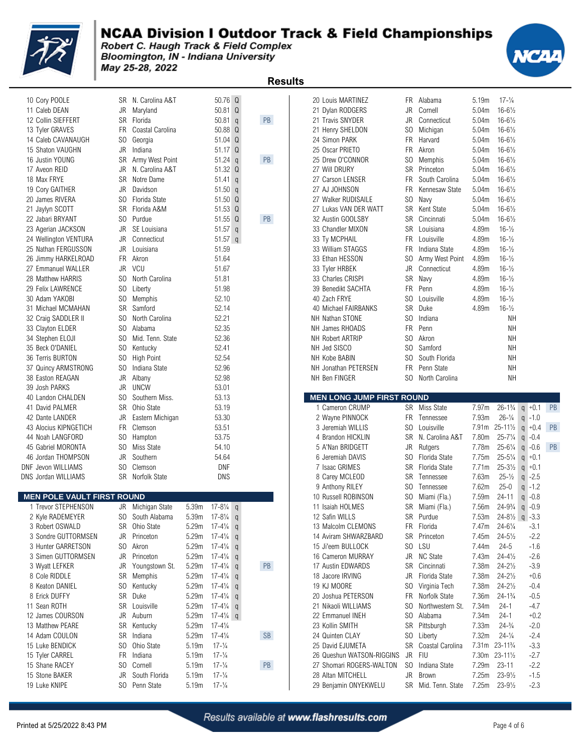# NCAA Division I Outdoor Track & Field Championships

*Robert C. Haugh Track & Field Complex*
*Bloomington, IN - Indiana University*
*May 25-28, 2022*

## Results

| Place | Name | Yr | School | Mark | Q | Note |
|---|---|---|---|---|---|---|
| 10 | Cory POOLE | SR | N. Carolina A&T | 50.76 | Q | |
| 11 | Caleb DEAN | JR | Maryland | 50.81 | Q | |
| 12 | Collin SIEFFERT | SR | Florida | 50.81 | q | PB |
| 13 | Tyler GRAVES | FR | Coastal Carolina | 50.88 | Q | |
| 14 | Caleb CAVANAUGH | SO | Georgia | 51.04 | Q | |
| 15 | Shaton VAUGHN | JR | Indiana | 51.17 | Q | |
| 16 | Justin YOUNG | SR | Army West Point | 51.24 | q | PB |
| 17 | Aveon REID | JR | N. Carolina A&T | 51.32 | Q | |
| 18 | Max FRYE | SR | Notre Dame | 51.41 | q | |
| 19 | Cory GAITHER | JR | Davidson | 51.50 | q | |
| 20 | James RIVERA | SO | Florida State | 51.50 | Q | |
| 21 | Jaylyn SCOTT | SR | Florida A&M | 51.53 | Q | |
| 22 | Jabari BRYANT | SO | Purdue | 51.55 | Q | PB |
| 23 | Agerian JACKSON | JR | SE Louisiana | 51.57 | q | |
| 24 | Wellington VENTURA | JR | Connecticut | 51.57 | q | |
| 25 | Nathan FERGUSSON | JR | Louisiana | 51.59 | | |
| 26 | Jimmy HARKELROAD | FR | Akron | 51.64 | | |
| 27 | Emmanuel WALLER | JR | VCU | 51.67 | | |
| 28 | Matthew HARRIS | SO | North Carolina | 51.81 | | |
| 29 | Felix LAWRENCE | SO | Liberty | 51.98 | | |
| 30 | Adam YAKOBI | SO | Memphis | 52.10 | | |
| 31 | Michael MCMAHAN | SR | Samford | 52.14 | | |
| 32 | Craig SADDLER II | SO | North Carolina | 52.21 | | |
| 33 | Clayton ELDER | SO | Alabama | 52.35 | | |
| 34 | Stephen ELOJI | SO | Mid. Tenn. State | 52.36 | | |
| 35 | Beck O'DANIEL | SO | Kentucky | 52.41 | | |
| 36 | Terris BURTON | SO | High Point | 52.54 | | |
| 37 | Quincy ARMSTRONG | SO | Indiana State | 52.96 | | |
| 38 | Easton REAGAN | JR | Albany | 52.98 | | |
| 39 | Josh PARKS | JR | UNCW | 53.01 | | |
| 40 | Landon CHALDEN | SO | Southern Miss. | 53.13 | | |
| 41 | David PALMER | SR | Ohio State | 53.19 | | |
| 42 | Dante LANDER | JR | Eastern Michigan | 53.30 | | |
| 43 | Alocius KIPNGETICH | FR | Clemson | 53.51 | | |
| 44 | Noah LANGFORD | SO | Hampton | 53.75 | | |
| 45 | Gabriel MORONTA | SO | Miss State | 54.10 | | |
| 46 | Jordan THOMPSON | JR | Southern | 54.64 | | |
| DNF | Jevon WILLIAMS | SO | Clemson | DNF | | |
| DNS | Jordan WILLIAMS | SR | Norfolk State | DNS | | |

### MEN POLE VAULT FIRST ROUND

| Place | Name | Yr | School | Mark | Imperial | Q | Note |
|---|---|---|---|---|---|---|---|
| 1 | Trevor STEPHENSON | JR | Michigan State | 5.39m | 17-8¼ | q | |
| 2 | Kyle RADEMEYER | SO | South Alabama | 5.39m | 17-8¼ | q | |
| 3 | Robert OSWALD | SR | Ohio State | 5.29m | 17-4¼ | q | |
| 3 | Sondre GUTTORMSEN | JR | Princeton | 5.29m | 17-4¼ | q | |
| 3 | Hunter GARRETSON | SO | Akron | 5.29m | 17-4¼ | q | |
| 3 | Simen GUTTORMSEN | JR | Princeton | 5.29m | 17-4¼ | q | |
| 3 | Wyatt LEFKER | JR | Youngstown St. | 5.29m | 17-4¼ | q | PB |
| 8 | Cole RIDDLE | SR | Memphis | 5.29m | 17-4¼ | q | |
| 8 | Keaton DANIEL | SO | Kentucky | 5.29m | 17-4¼ | q | |
| 8 | Erick DUFFY | SR | Duke | 5.29m | 17-4¼ | q | |
| 11 | Sean ROTH | SR | Louisville | 5.29m | 17-4¼ | q | |
| 12 | James COURSON | JR | Auburn | 5.29m | 17-4¼ | q | |
| 13 | Matthew PEARE | SR | Kentucky | 5.29m | 17-4¼ | | |
| 14 | Adam COULON | SR | Indiana | 5.29m | 17-4¼ | | SB |
| 15 | Luke BENDICK | SO | Ohio State | 5.19m | 17-¼ | | |
| 15 | Tyler CARREL | FR | Indiana | 5.19m | 17-¼ | | |
| 15 | Shane RACEY | SO | Cornell | 5.19m | 17-¼ | | PB |
| 15 | Stone BAKER | JR | South Florida | 5.19m | 17-¼ | | |
| 19 | Luke KNIPE | SO | Penn State | 5.19m | 17-¼ | | |
| 20 | Louis MARTINEZ | FR | Alabama | 5.19m | 17-¼ | | |
| 21 | Dylan RODGERS | JR | Cornell | 5.04m | 16-6½ | | |
| 21 | Travis SNYDER | JR | Connecticut | 5.04m | 16-6½ | | |
| 21 | Henry SHELDON | SO | Michigan | 5.04m | 16-6½ | | |
| 24 | Simon PARK | FR | Harvard | 5.04m | 16-6½ | | |
| 25 | Oscar PRIETO | FR | Akron | 5.04m | 16-6½ | | |
| 25 | Drew O'CONNOR | SO | Memphis | 5.04m | 16-6½ | | |
| 27 | Will DRURY | SR | Princeton | 5.04m | 16-6½ | | |
| 27 | Carson LENSER | FR | South Carolina | 5.04m | 16-6½ | | |
| 27 | AJ JOHNSON | FR | Kennesaw State | 5.04m | 16-6½ | | |
| 27 | Walker RUDISAILE | SO | Navy | 5.04m | 16-6½ | | |
| 27 | Lukas VAN DER WATT | SR | Kent State | 5.04m | 16-6½ | | |
| 32 | Austin GOOLSBY | SR | Cincinnati | 5.04m | 16-6½ | | |
| 33 | Chandler MIXON | SR | Louisiana | 4.89m | 16-½ | | |
| 33 | Ty MCPHAIL | FR | Louisville | 4.89m | 16-½ | | |
| 33 | William STAGGS | FR | Indiana State | 4.89m | 16-½ | | |
| 33 | Ethan HESSON | SO | Army West Point | 4.89m | 16-½ | | |
| 33 | Tyler HRBEK | JR | Connecticut | 4.89m | 16-½ | | |
| 33 | Charles CRISPI | SR | Navy | 4.89m | 16-½ | | |
| 39 | Benedikt SACHTA | FR | Penn | 4.89m | 16-½ | | |
| 40 | Zach FRYE | SO | Louisville | 4.89m | 16-½ | | |
| 40 | Michael FAIRBANKS | SR | Duke | 4.89m | 16-½ | | |
| NH | Nathan STONE | SO | Indiana | | NH | | |
| NH | James RHOADS | FR | Penn | | NH | | |
| NH | Robert ARTRIP | SO | Akron | | NH | | |
| NH | Jed SISCO | SO | Samford | | NH | | |
| NH | Kobe BABIN | SO | South Florida | | NH | | |
| NH | Jonathan PETERSEN | FR | Penn State | | NH | | |
| NH | Ben FINGER | SO | North Carolina | | NH | | |

### MEN LONG JUMP FIRST ROUND

| Place | Name | Yr | School | Mark | Imperial | Q | Wind | Note |
|---|---|---|---|---|---|---|---|---|
| 1 | Cameron CRUMP | SR | Miss State | 7.97m | 26-1¾ | q | +0.1 | PB |
| 2 | Wayne PINNOCK | FR | Tennessee | 7.93m | 26-¼ | q | -1.0 | |
| 3 | Jeremiah WILLIS | SO | Louisville | 7.91m | 25-11½ | q | +0.4 | PB |
| 4 | Brandon HICKLIN | SR | N. Carolina A&T | 7.80m | 25-7¼ | q | -0.4 | |
| 5 | A'Nan BRIDGETT | JR | Rutgers | 7.78m | 25-6¼ | q | -0.6 | PB |
| 6 | Jeremiah DAVIS | SO | Florida State | 7.75m | 25-5¼ | q | +0.1 | |
| 7 | Isaac GRIMES | SR | Florida State | 7.71m | 25-3½ | q | +0.1 | |
| 8 | Carey MCLEOD | SR | Tennessee | 7.63m | 25-½ | q | -2.5 | |
| 9 | Anthony RILEY | SO | Tennessee | 7.62m | 25-0 | q | -1.2 | |
| 10 | Russell ROBINSON | SO | Miami (Fla.) | 7.59m | 24-11 | q | -0.8 | |
| 11 | Isaiah HOLMES | SR | Miami (Fla.) | 7.56m | 24-9¾ | q | -0.9 | |
| 12 | Safin WILLS | SR | Purdue | 7.53m | 24-8½ | q | -3.3 | |
| 13 | Malcolm CLEMONS | FR | Florida | 7.47m | 24-6¼ | | -3.1 | |
| 14 | Aviram SHWARZBARD | SR | Princeton | 7.45m | 24-5½ | | -2.2 | |
| 15 | Ji'eem BULLOCK | SO | LSU | 7.44m | 24-5 | | -1.6 | |
| 16 | Cameron MURRAY | JR | NC State | 7.43m | 24-4½ | | -2.6 | |
| 17 | Austin EDWARDS | SR | Cincinnati | 7.38m | 24-2½ | | -3.9 | |
| 18 | Jacore IRVING | JR | Florida State | 7.38m | 24-2½ | | +0.6 | |
| 19 | KJ MOORE | SO | Virginia Tech | 7.38m | 24-2½ | | -0.4 | |
| 20 | Joshua PETERSON | FR | Norfolk State | 7.36m | 24-1¾ | | -0.5 | |
| 21 | Nikaoli WILLIAMS | SO | Northwestern St. | 7.34m | 24-1 | | -4.7 | |
| 22 | Emmanuel INEH | SR | Alabama | 7.34m | 24-1 | | +0.2 | |
| 23 | Kollin SMITH | SR | Pittsburgh | 7.33m | 24-¾ | | -2.0 | |
| 24 | Quinten CLAY | SO | Liberty | 7.32m | 24-¼ | | -2.4 | |
| 25 | David EJUMETA | SR | Coastal Carolina | 7.31m | 23-11¾ | | -3.3 | |
| 26 | Queshun WATSON-RIGGINS | JR | FIU | 7.30m | 23-11½ | | -2.7 | |
| 27 | Shomari ROGERS-WALTON | SO | Indiana State | 7.29m | 23-11 | | -2.2 | |
| 28 | Altan MITCHELL | JR | Brown | 7.25m | 23-9½ | | -1.5 | |
| 29 | Benjamin ONYEKWELU | SR | Mid. Tenn. State | 7.25m | 23-9½ | | -2.3 | |

*Results available at www.flashresults.com*

Printed at 5/25/2022 8:43 PM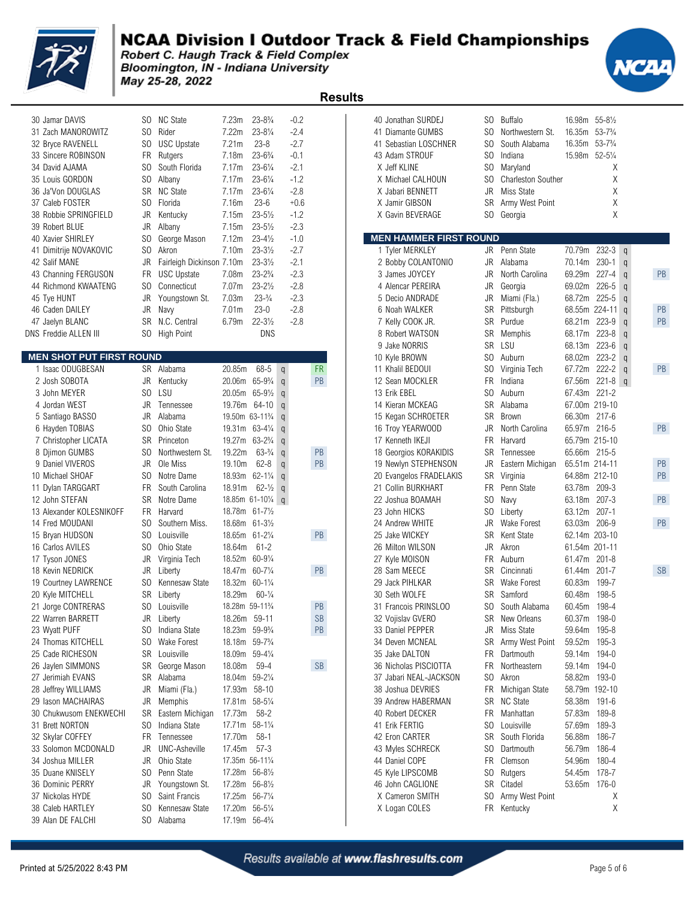# NCAA Division I Outdoor Track & Field Championships

*Robert C. Haugh Track & Field Complex*
*Bloomington, IN - Indiana University*
*May 25-28, 2022*

## Results

| Pl | Name | Yr | School | Mark | Imperial | Wind |
|---|---|---|---|---|---|---|
| 30 | Jamar DAVIS | SO | NC State | 7.23m | 23-8¾ | -0.2 |
| 31 | Zach MANOROWITZ | SO | Rider | 7.22m | 23-8¼ | -2.4 |
| 32 | Bryce RAVENELL | SO | USC Upstate | 7.21m | 23-8 | -2.7 |
| 33 | Sincere ROBINSON | FR | Rutgers | 7.18m | 23-6¾ | -0.1 |
| 34 | David AJAMA | SO | South Florida | 7.17m | 23-6¼ | -2.1 |
| 35 | Louis GORDON | SO | Albany | 7.17m | 23-6¼ | -1.2 |
| 36 | Ja'Von DOUGLAS | SR | NC State | 7.17m | 23-6¼ | -2.8 |
| 37 | Caleb FOSTER | SO | Florida | 7.16m | 23-6 | +0.6 |
| 38 | Robbie SPRINGFIELD | JR | Kentucky | 7.15m | 23-5½ | -1.2 |
| 39 | Robert BLUE | JR | Albany | 7.15m | 23-5½ | -2.3 |
| 40 | Xavier SHIRLEY | SO | George Mason | 7.12m | 23-4½ | -1.0 |
| 41 | Dimitrije NOVAKOVIC | SO | Akron | 7.10m | 23-3½ | -2.7 |
| 42 | Salif MANE | JR | Fairleigh Dickinson | 7.10m | 23-3½ | -2.1 |
| 43 | Channing FERGUSON | FR | USC Upstate | 7.08m | 23-2¾ | -2.3 |
| 44 | Richmond KWAATENG | SO | Connecticut | 7.07m | 23-2½ | -2.8 |
| 45 | Tye HUNT | JR | Youngstown St. | 7.03m | 23-¾ | -2.3 |
| 46 | Caden DAILEY | JR | Navy | 7.01m | 23-0 | -2.8 |
| 47 | Jaelyn BLANC | SR | N.C. Central | 6.79m | 22-3½ | -2.8 |
| DNS | Freddie ALLEN III | SO | High Point | DNS | | |

### MEN SHOT PUT FIRST ROUND

| Pl | Name | Yr | School | Mark | Imperial | Q | Note |
|---|---|---|---|---|---|---|---|
| 1 | Isaac ODUGBESAN | SR | Alabama | 20.85m | 68-5 | q | FR |
| 2 | Josh SOBOTA | JR | Kentucky | 20.06m | 65-9¾ | q | PB |
| 3 | John MEYER | SO | LSU | 20.05m | 65-9½ | q | |
| 4 | Jordan WEST | JR | Tennessee | 19.76m | 64-10 | q | |
| 5 | Santiago BASSO | JR | Alabama | 19.50m | 63-11¾ | q | |
| 6 | Hayden TOBIAS | SO | Ohio State | 19.31m | 63-4¼ | q | |
| 7 | Christopher LICATA | SR | Princeton | 19.27m | 63-2¾ | q | |
| 8 | Djimon GUMBS | SO | Northwestern St. | 19.22m | 63-¾ | q | PB |
| 9 | Daniel VIVEROS | JR | Ole Miss | 19.10m | 62-8 | q | PB |
| 10 | Michael SHOAF | SO | Notre Dame | 18.93m | 62-1¼ | q | |
| 11 | Dylan TARGGART | FR | South Carolina | 18.91m | 62-½ | q | |
| 12 | John STEFAN | SR | Notre Dame | 18.85m | 61-10¼ | q | |
| 13 | Alexander KOLESNIKOFF | FR | Harvard | 18.78m | 61-7½ | | |
| 14 | Fred MOUDANI | SO | Southern Miss. | 18.68m | 61-3½ | | |
| 15 | Bryan HUDSON | SO | Louisville | 18.65m | 61-2¼ | | PB |
| 16 | Carlos AVILES | SO | Ohio State | 18.64m | 61-2 | | |
| 17 | Tyson JONES | JR | Virginia Tech | 18.52m | 60-9¼ | | |
| 18 | Kevin NEDRICK | JR | Liberty | 18.47m | 60-7¼ | | PB |
| 19 | Courtney LAWRENCE | SO | Kennesaw State | 18.32m | 60-1¼ | | |
| 20 | Kyle MITCHELL | SR | Liberty | 18.29m | 60-¼ | | |
| 21 | Jorge CONTRERAS | SO | Louisville | 18.28m | 59-11¾ | | PB |
| 22 | Warren BARRETT | JR | Liberty | 18.26m | 59-11 | | SB |
| 23 | Wyatt PUFF | SO | Indiana State | 18.23m | 59-9¾ | | PB |
| 24 | Thomas KITCHELL | SO | Wake Forest | 18.18m | 59-7¾ | | |
| 25 | Cade RICHESON | SR | Louisville | 18.09m | 59-4¼ | | |
| 26 | Jaylen SIMMONS | SR | George Mason | 18.08m | 59-4 | | SB |
| 27 | Jerimiah EVANS | SR | Alabama | 18.04m | 59-2¼ | | |
| 28 | Jeffrey WILLIAMS | JR | Miami (Fla.) | 17.93m | 58-10 | | |
| 29 | Iason MACHAIRAS | JR | Memphis | 17.81m | 58-5¼ | | |
| 30 | Chukwusom ENEKWECHI | SR | Eastern Michigan | 17.73m | 58-2 | | |
| 31 | Brett NORTON | SO | Indiana State | 17.71m | 58-1¼ | | |
| 32 | Skylar COFFEY | FR | Tennessee | 17.70m | 58-1 | | |
| 33 | Solomon MCDONALD | JR | UNC-Asheville | 17.45m | 57-3 | | |
| 34 | Joshua MILLER | JR | Ohio State | 17.35m | 56-11¼ | | |
| 35 | Duane KNISELY | SO | Penn State | 17.28m | 56-8½ | | |
| 36 | Dominic PERRY | JR | Youngstown St. | 17.28m | 56-8½ | | |
| 37 | Nickolas HYDE | SO | Saint Francis | 17.25m | 56-7¼ | | |
| 38 | Caleb HARTLEY | SO | Kennesaw State | 17.20m | 56-5¼ | | |
| 39 | Alan DE FALCHI | SO | Alabama | 17.19m | 56-4¾ | | |
| 40 | Jonathan SURDEJ | SO | Buffalo | 16.98m | 55-8½ | | |
| 41 | Diamante GUMBS | SO | Northwestern St. | 16.35m | 53-7¾ | | |
| 41 | Sebastian LOSCHNER | SO | South Alabama | 16.35m | 53-7¾ | | |
| 43 | Adam STROUF | SO | Indiana | 15.98m | 52-5¼ | | |
| X | Jeff KLINE | SO | Maryland | X | | | |
| X | Michael CALHOUN | SO | Charleston Souther | X | | | |
| X | Jabari BENNETT | JR | Miss State | X | | | |
| X | Jamir GIBSON | SR | Army West Point | X | | | |
| X | Gavin BEVERAGE | SO | Georgia | X | | | |

### MEN HAMMER FIRST ROUND

| Pl | Name | Yr | School | Mark | Imperial | Q | Note |
|---|---|---|---|---|---|---|---|
| 1 | Tyler MERKLEY | JR | Penn State | 70.79m | 232-3 | q | |
| 2 | Bobby COLANTONIO | JR | Alabama | 70.14m | 230-1 | q | |
| 3 | James JOYCE | JR | North Carolina | 69.29m | 227-4 | q | PB |
| 4 | Alencar PEREIRA | JR | Georgia | 69.02m | 226-5 | q | |
| 5 | Decio ANDRADE | JR | Miami (Fla.) | 68.72m | 225-5 | q | |
| 6 | Noah WALKER | SR | Pittsburgh | 68.55m | 224-11 | q | PB |
| 7 | Kelly COOK JR. | SR | Purdue | 68.21m | 223-9 | q | PB |
| 8 | Robert WATSON | SR | Memphis | 68.17m | 223-8 | q | |
| 9 | Jake NORRIS | SR | LSU | 68.13m | 223-6 | q | |
| 10 | Kyle BROWN | SO | Auburn | 68.02m | 223-2 | q | |
| 11 | Khalil BEDOUI | SO | Virginia Tech | 67.72m | 222-2 | q | PB |
| 12 | Sean MOCKLER | FR | Indiana | 67.56m | 221-8 | q | |
| 13 | Erik EBEL | SO | Auburn | 67.43m | 221-2 | | |
| 14 | Kieran MCKEAG | SR | Alabama | 67.00m | 219-10 | | |
| 15 | Kegan SCHROETER | SR | Brown | 66.30m | 217-6 | | |
| 16 | Troy YEARWOOD | JR | North Carolina | 65.97m | 216-5 | | PB |
| 17 | Kenneth IKEJI | FR | Harvard | 65.79m | 215-10 | | |
| 18 | Georgios KORAKIDIS | SR | Tennessee | 65.66m | 215-5 | | |
| 19 | Newlyn STEPHENSON | JR | Eastern Michigan | 65.51m | 214-11 | | PB |
| 20 | Evangelos FRADELAKIS | SR | Virginia | 64.88m | 212-10 | | PB |
| 21 | Collin BURKHART | FR | Penn State | 63.78m | 209-3 | | |
| 22 | Joshua BOAMAH | SO | Navy | 63.18m | 207-3 | | PB |
| 23 | John HICKS | SO | Liberty | 63.12m | 207-1 | | |
| 24 | Andrew WHITE | JR | Wake Forest | 63.03m | 206-9 | | PB |
| 25 | Jake WICKEY | SR | Kent State | 62.14m | 203-10 | | |
| 26 | Milton WILSON | JR | Akron | 61.54m | 201-11 | | |
| 27 | Kyle MOISON | FR | Auburn | 61.47m | 201-8 | | |
| 28 | Sam MEECE | SR | Cincinnati | 61.44m | 201-7 | | SB |
| 29 | Jack PIHLKAR | SR | Wake Forest | 60.83m | 199-7 | | |
| 30 | Seth WOLFE | SR | Samford | 60.48m | 198-5 | | |
| 31 | Francois PRINSLOO | SO | South Alabama | 60.45m | 198-4 | | |
| 32 | Vojislav GVERO | SR | New Orleans | 60.37m | 198-0 | | |
| 33 | Daniel PEPPER | JR | Miss State | 59.64m | 195-8 | | |
| 34 | Deven MCNEAL | SR | Army West Point | 59.52m | 195-3 | | |
| 35 | Jake DALTON | FR | Dartmouth | 59.14m | 194-0 | | |
| 36 | Nicholas PISCIOTTA | FR | Northeastern | 59.14m | 194-0 | | |
| 37 | Jabari NEAL-JACKSON | SO | Akron | 58.82m | 193-0 | | |
| 38 | Joshua DEVRIES | FR | Michigan State | 58.79m | 192-10 | | |
| 39 | Andrew HABERMAN | SR | NC State | 58.38m | 191-6 | | |
| 40 | Robert DECKER | FR | Manhattan | 57.83m | 189-8 | | |
| 41 | Erik FERTIG | SO | Louisville | 57.69m | 189-3 | | |
| 42 | Eron CARTER | SR | South Florida | 56.88m | 186-7 | | |
| 43 | Myles SCHRECK | SO | Dartmouth | 56.79m | 186-4 | | |
| 44 | Daniel COPE | FR | Clemson | 54.96m | 180-4 | | |
| 45 | Kyle LIPSCOMB | SO | Rutgers | 54.45m | 178-7 | | |
| 46 | John CAGLIONE | SR | Citadel | 53.65m | 176-0 | | |
| X | Cameron SMITH | SO | Army West Point | X | | | |
| X | Logan COLES | FR | Kentucky | X | | | |

*Results available at www.flashresults.com*

Printed at 5/25/2022 8:43 PM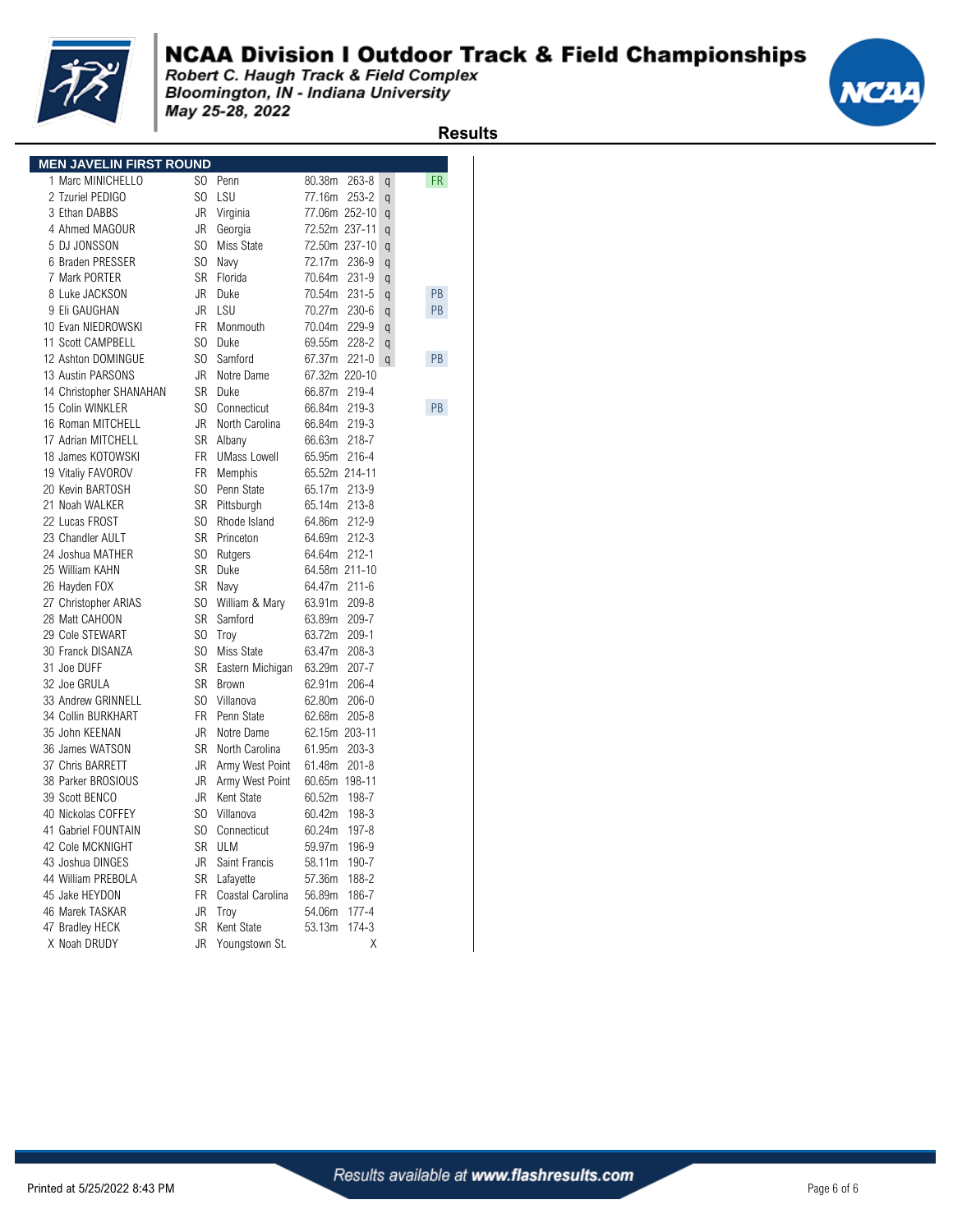# NCAA Division I Outdoor Track & Field Championships

*Robert C. Haugh Track & Field Complex*
*Bloomington, IN - Indiana University*
*May 25-28, 2022*

**Results**

## MEN JAVELIN FIRST ROUND

| | | | | | | | |
|---|---|---|---|---|---|---|---|
| 1 | Marc MINICHELLO | SO | Penn | 80.38m | 263-8 | q | FR |
| 2 | Tzuriel PEDIGO | SO | LSU | 77.16m | 253-2 | q | |
| 3 | Ethan DABBS | JR | Virginia | 77.06m | 252-10 | q | |
| 4 | Ahmed MAGOUR | JR | Georgia | 72.52m | 237-11 | q | |
| 5 | DJ JONSSON | SO | Miss State | 72.50m | 237-10 | q | |
| 6 | Braden PRESSER | SO | Navy | 72.17m | 236-9 | q | |
| 7 | Mark PORTER | SR | Florida | 70.64m | 231-9 | q | |
| 8 | Luke JACKSON | JR | Duke | 70.54m | 231-5 | q | PB |
| 9 | Eli GAUGHAN | JR | LSU | 70.27m | 230-6 | q | PB |
| 10 | Evan NIEDROWSKI | FR | Monmouth | 70.04m | 229-9 | q | |
| 11 | Scott CAMPBELL | SO | Duke | 69.55m | 228-2 | q | |
| 12 | Ashton DOMINGUE | SO | Samford | 67.37m | 221-0 | q | PB |
| 13 | Austin PARSONS | JR | Notre Dame | 67.32m | 220-10 | | |
| 14 | Christopher SHANAHAN | SR | Duke | 66.87m | 219-4 | | |
| 15 | Colin WINKLER | SO | Connecticut | 66.84m | 219-3 | | PB |
| 16 | Roman MITCHELL | JR | North Carolina | 66.84m | 219-3 | | |
| 17 | Adrian MITCHELL | SR | Albany | 66.63m | 218-7 | | |
| 18 | James KOTOWSKI | FR | UMass Lowell | 65.95m | 216-4 | | |
| 19 | Vitaliy FAVOROV | FR | Memphis | 65.52m | 214-11 | | |
| 20 | Kevin BARTOSH | SO | Penn State | 65.17m | 213-9 | | |
| 21 | Noah WALKER | SR | Pittsburgh | 65.14m | 213-8 | | |
| 22 | Lucas FROST | SO | Rhode Island | 64.86m | 212-9 | | |
| 23 | Chandler AULT | SR | Princeton | 64.69m | 212-3 | | |
| 24 | Joshua MATHER | SO | Rutgers | 64.64m | 212-1 | | |
| 25 | William KAHN | SR | Duke | 64.58m | 211-10 | | |
| 26 | Hayden FOX | SR | Navy | 64.47m | 211-6 | | |
| 27 | Christopher ARIAS | SO | William & Mary | 63.91m | 209-8 | | |
| 28 | Matt CAHOON | SR | Samford | 63.89m | 209-7 | | |
| 29 | Cole STEWART | SO | Troy | 63.72m | 209-1 | | |
| 30 | Franck DISANZA | SO | Miss State | 63.47m | 208-3 | | |
| 31 | Joe DUFF | SR | Eastern Michigan | 63.29m | 207-7 | | |
| 32 | Joe GRULA | SR | Brown | 62.91m | 206-4 | | |
| 33 | Andrew GRINNELL | SO | Villanova | 62.80m | 206-0 | | |
| 34 | Collin BURKHART | FR | Penn State | 62.68m | 205-8 | | |
| 35 | John KEENAN | JR | Notre Dame | 62.15m | 203-11 | | |
| 36 | James WATSON | SR | North Carolina | 61.95m | 203-3 | | |
| 37 | Chris BARRETT | JR | Army West Point | 61.48m | 201-8 | | |
| 38 | Parker BROSIOUS | JR | Army West Point | 60.65m | 198-11 | | |
| 39 | Scott BENCO | JR | Kent State | 60.52m | 198-7 | | |
| 40 | Nickolas COFFEY | SO | Villanova | 60.42m | 198-3 | | |
| 41 | Gabriel FOUNTAIN | SO | Connecticut | 60.24m | 197-8 | | |
| 42 | Cole MCKNIGHT | SR | ULM | 59.97m | 196-9 | | |
| 43 | Joshua DINGES | JR | Saint Francis | 58.11m | 190-7 | | |
| 44 | William PREBOLA | SR | Lafayette | 57.36m | 188-2 | | |
| 45 | Jake HEYDON | FR | Coastal Carolina | 56.89m | 186-7 | | |
| 46 | Marek TASKAR | JR | Troy | 54.06m | 177-4 | | |
| 47 | Bradley HECK | SR | Kent State | 53.13m | 174-3 | | |
| X | Noah DRUDY | JR | Youngstown St. | | X | | |

Results available at www.flashresults.com

Printed at 5/25/2022 8:43 PM